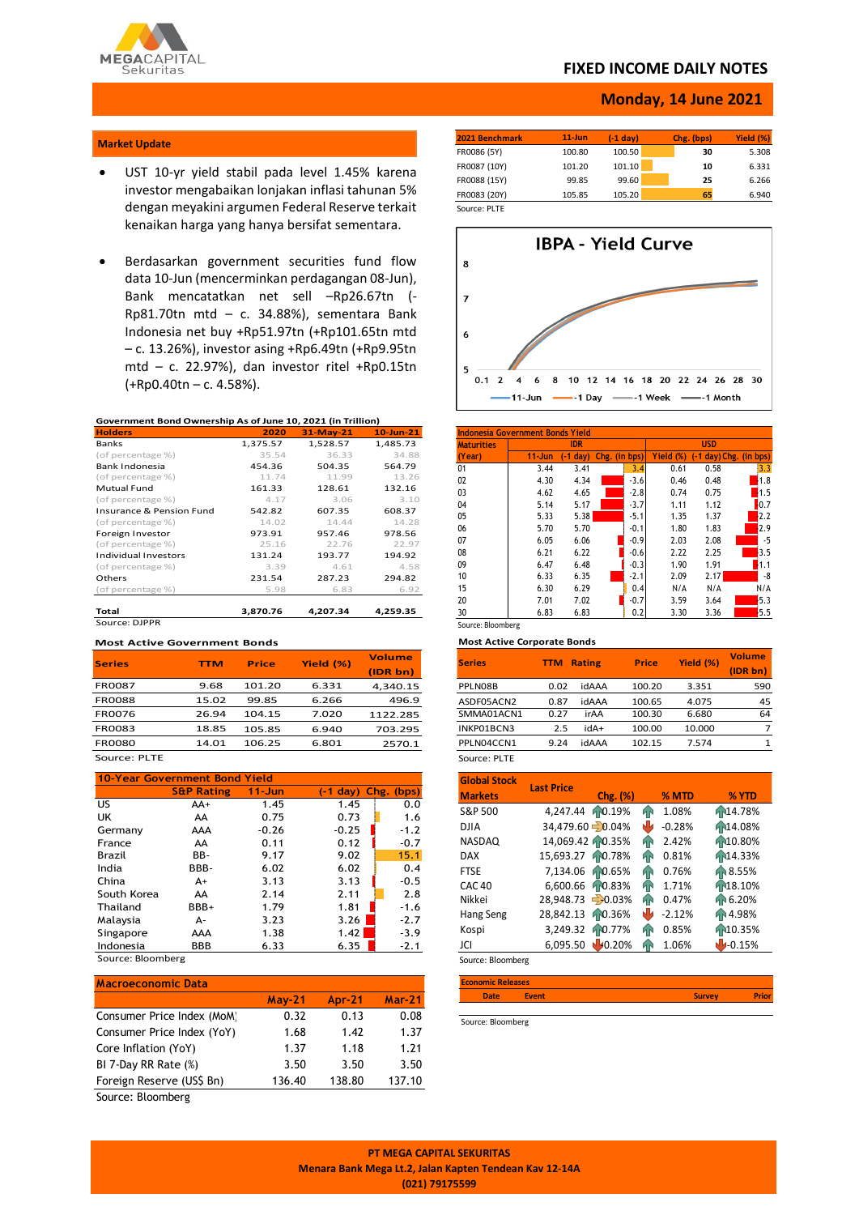# FIXED INCOME DAILY NOTES

**Monday, 14 June 2021**

## Market Update

- UST 10-yr yield stabil pada level 1.45% karena investor mengabaikan lonjakan inflasi tahunan 5% dengan meyakini argumen Federal Reserve terkait kenaikan harga yang hanya bersifat sementara.

- Berdasarkan government securities fund flow data 10-Jun (mencerminkan perdagangan 08-Jun), Bank mencatatkan net sell –Rp26.67tn (-Rp81.70tn mtd – c. 34.88%), sementara Bank Indonesia net buy +Rp51.97tn (+Rp101.65tn mtd – c. 13.26%), investor asing +Rp6.49tn (+Rp9.95tn mtd – c. 22.97%), dan investor ritel +Rp0.15tn (+Rp0.40tn – c. 4.58%).

**Government Bond Ownership As of June 10, 2021 (in Trillion)**

| Holders | 2020 | 31-May-21 | 10-Jun-21 |
|---|---|---|---|
| Banks | 1,375.57 | 1,528.57 | 1,485.73 |
| (of percentage %) | 35.54 | 36.33 | 34.88 |
| Bank Indonesia | 454.36 | 504.35 | 564.79 |
| (of percentage %) | 11.74 | 11.99 | 13.26 |
| Mutual Fund | 161.33 | 128.61 | 132.16 |
| (of percentage %) | 4.17 | 3.06 | 3.10 |
| Insurance & Pension Fund | 542.82 | 607.35 | 608.37 |
| (of percentage %) | 14.02 | 14.44 | 14.28 |
| Foreign Investor | 973.91 | 957.46 | 978.56 |
| (of percentage %) | 25.16 | 22.76 | 22.97 |
| Individual Investors | 131.24 | 193.77 | 194.92 |
| (of percentage %) | 3.39 | 4.61 | 4.58 |
| Others | 231.54 | 287.23 | 294.82 |
| (of percentage %) | 5.98 | 6.83 | 6.92 |
| **Total** | **3,870.76** | **4,207.34** | **4,259.35** |

Source: DJPPR

**Most Active Government Bonds**

| Series | TTM | Price | Yield (%) | Volume (IDR bn) |
|---|---|---|---|---|
| FR0087 | 9.68 | 101.20 | 6.331 | 4,340.15 |
| FR0088 | 15.02 | 99.85 | 6.266 | 496.9 |
| FR0076 | 26.94 | 104.15 | 7.020 | 1122.285 |
| FR0083 | 18.85 | 105.85 | 6.940 | 703.295 |
| FR0080 | 14.01 | 106.25 | 6.801 | 2570.1 |

Source: PLTE

**10-Year Government Bond Yield**

| | S&P Rating | 11-Jun | (-1 day) | Chg. (bps) |
|---|---|---|---|---|
| US | AA+ | 1.45 | 1.45 | 0.0 |
| UK | AA | 0.75 | 0.73 | 1.6 |
| Germany | AAA | -0.26 | -0.25 | -1.2 |
| France | AA | 0.11 | 0.12 | -0.7 |
| Brazil | BB- | 9.17 | 9.02 | 15.1 |
| India | BBB- | 6.02 | 6.02 | 0.4 |
| China | A+ | 3.13 | 3.13 | -0.5 |
| South Korea | AA | 2.14 | 2.11 | 2.8 |
| Thailand | BBB+ | 1.79 | 1.81 | -1.6 |
| Malaysia | A- | 3.23 | 3.26 | -2.7 |
| Singapore | AAA | 1.38 | 1.42 | -3.9 |
| Indonesia | BBB | 6.33 | 6.35 | -2.1 |

Source: Bloomberg

**Macroeconomic Data**

| | May-21 | Apr-21 | Mar-21 |
|---|---|---|---|
| Consumer Price Index (MoM) | 0.32 | 0.13 | 0.08 |
| Consumer Price Index (YoY) | 1.68 | 1.42 | 1.37 |
| Core Inflation (YoY) | 1.37 | 1.18 | 1.21 |
| BI 7-Day RR Rate (%) | 3.50 | 3.50 | 3.50 |
| Foreign Reserve (US$ Bn) | 136.40 | 138.80 | 137.10 |

Source: Bloomberg

| 2021 Benchmark | 11-Jun | (-1 day) | Chg. (bps) | Yield (%) |
|---|---|---|---|---|
| FR0086 (5Y) | 100.80 | 100.50 | 30 | 5.308 |
| FR0087 (10Y) | 101.20 | 101.10 | 10 | 6.331 |
| FR0088 (15Y) | 99.85 | 99.60 | 25 | 6.266 |
| FR0083 (20Y) | 105.85 | 105.20 | 65 | 6.940 |

Source: PLTE

**IBPA - Yield Curve**

**Indonesia Government Bonds Yield**

| Maturities (Year) | IDR 11-Jun | IDR (-1 day) | IDR Chg. (in bps) | USD Yield (%) | USD (-1 day) | USD Chg. (in bps) |
|---|---|---|---|---|---|---|
| 01 | 3.44 | 3.41 | 3.4 | 0.61 | 0.58 | 3.3 |
| 02 | 4.30 | 4.34 | -3.6 | 0.46 | 0.48 | -1.8 |
| 03 | 4.62 | 4.65 | -2.8 | 0.74 | 0.75 | -1.5 |
| 04 | 5.14 | 5.17 | -3.7 | 1.11 | 1.12 | -0.7 |
| 05 | 5.33 | 5.38 | -5.1 | 1.35 | 1.37 | -2.2 |
| 06 | 5.70 | 5.70 | -0.1 | 1.80 | 1.83 | -2.9 |
| 07 | 6.05 | 6.06 | -0.9 | 2.03 | 2.08 | -5 |
| 08 | 6.21 | 6.22 | -0.6 | 2.22 | 2.25 | -3.5 |
| 09 | 6.47 | 6.48 | -0.3 | 1.90 | 1.91 | -1.1 |
| 10 | 6.33 | 6.35 | -2.1 | 2.09 | 2.17 | -8 |
| 15 | 6.30 | 6.29 | 0.4 | N/A | N/A | N/A |
| 20 | 7.01 | 7.02 | -0.7 | 3.59 | 3.64 | -5.3 |
| 30 | 6.83 | 6.83 | 0.2 | 3.30 | 3.36 | -5.5 |

Source: Bloomberg

**Most Active Corporate Bonds**

| Series | TTM | Rating | Price | Yield (%) | Volume (IDR bn) |
|---|---|---|---|---|---|
| PPLN08B | 0.02 | idAAA | 100.20 | 3.351 | 590 |
| ASDF05ACN2 | 0.87 | idAAA | 100.65 | 4.075 | 45 |
| SMMA01ACN1 | 0.27 | irAA | 100.30 | 6.680 | 64 |
| INKP01BCN3 | 2.5 | idA+ | 100.00 | 10.000 | 7 |
| PPLN04CCN1 | 9.24 | idAAA | 102.15 | 7.574 | 1 |

Source: PLTE

| Global Stock Markets | Last Price | Chg. (%) | % MTD | % YTD |
|---|---|---|---|---|
| S&P 500 | 4,247.44 | 0.19% | 1.08% | 14.78% |
| DJIA | 34,479.60 | 0.04% | -0.28% | 14.08% |
| NASDAQ | 14,069.42 | 0.35% | 2.42% | 10.80% |
| DAX | 15,693.27 | 0.78% | 0.81% | 14.33% |
| FTSE | 7,134.06 | 0.65% | 0.76% | 8.55% |
| CAC 40 | 6,600.66 | 0.83% | 1.71% | 18.10% |
| Nikkei | 28,948.73 | 0.03% | 0.47% | 6.20% |
| Hang Seng | 28,842.13 | 0.36% | -2.12% | 4.98% |
| Kospi | 3,249.32 | 0.77% | 0.85% | 10.35% |
| JCI | 6,095.50 | 0.20% | 1.06% | -0.15% |

Source: Bloomberg

**Economic Releases**

| Date | Event | Survey | Prior |
|---|---|---|---|

Source: Bloomberg

PT MEGA CAPITAL SEKURITAS
Menara Bank Mega Lt.2, Jalan Kapten Tendean Kav 12-14A
(021) 79175599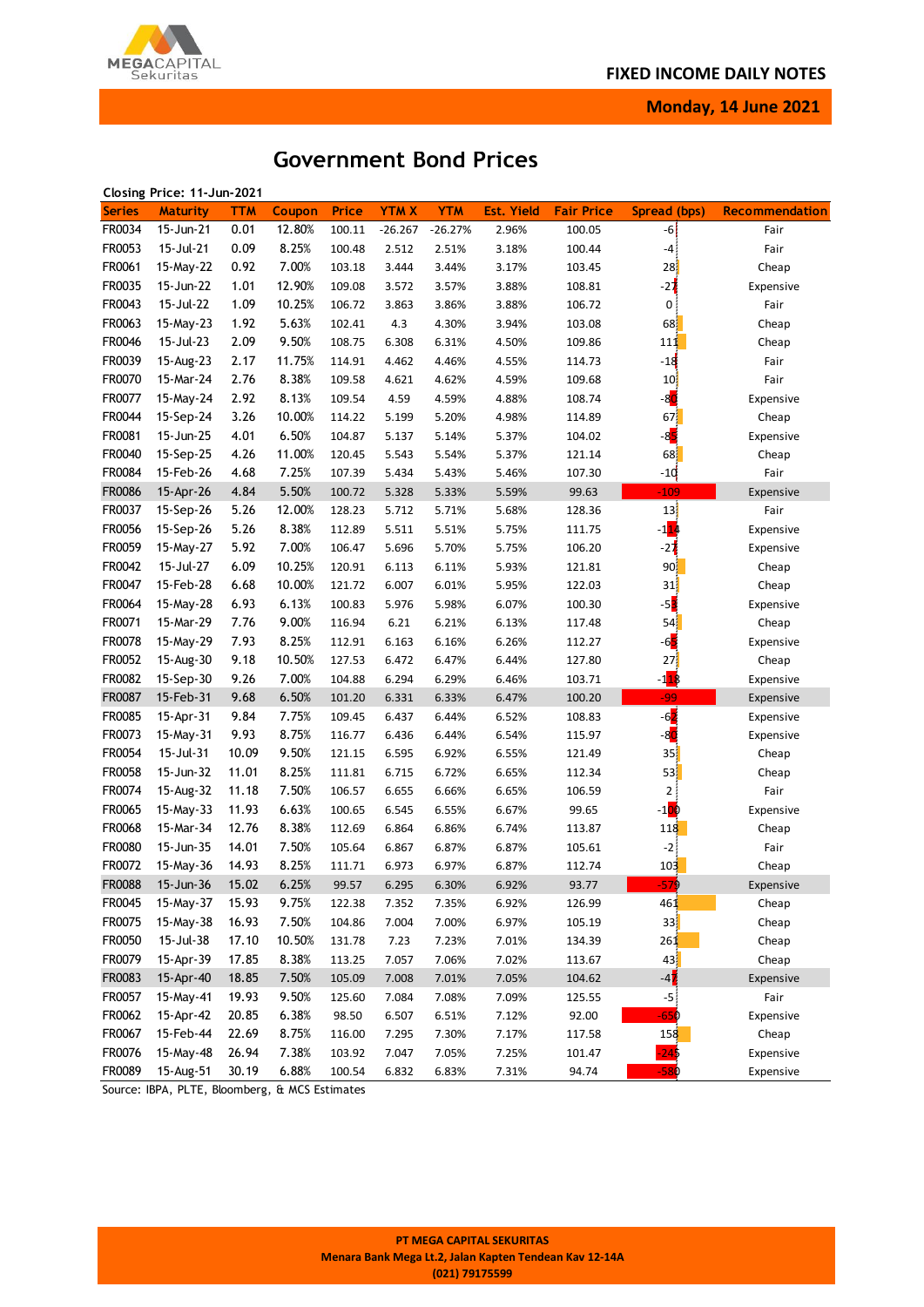## Government Bond Prices

Closing Price: 11-Jun-2021

| Series | Maturity | TTM | Coupon | Price | YTM X | YTM | Est. Yield | Fair Price | Spread (bps) | Recommendation |
|---|---|---|---|---|---|---|---|---|---|---|
| FR0034 | 15-Jun-21 | 0.01 | 12.80% | 100.11 | -26.267 | -26.27% | 2.96% | 100.05 | -6 | Fair |
| FR0053 | 15-Jul-21 | 0.09 | 8.25% | 100.48 | 2.512 | 2.51% | 3.18% | 100.44 | -4 | Fair |
| FR0061 | 15-May-22 | 0.92 | 7.00% | 103.18 | 3.444 | 3.44% | 3.17% | 103.45 | 28 | Cheap |
| FR0035 | 15-Jun-22 | 1.01 | 12.90% | 109.08 | 3.572 | 3.57% | 3.88% | 108.81 | -27 | Expensive |
| FR0043 | 15-Jul-22 | 1.09 | 10.25% | 106.72 | 3.863 | 3.86% | 3.88% | 106.72 | 0 | Fair |
| FR0063 | 15-May-23 | 1.92 | 5.63% | 102.41 | 4.3 | 4.30% | 3.94% | 103.08 | 68 | Cheap |
| FR0046 | 15-Jul-23 | 2.09 | 9.50% | 108.75 | 6.308 | 6.31% | 4.50% | 109.86 | 111 | Cheap |
| FR0039 | 15-Aug-23 | 2.17 | 11.75% | 114.91 | 4.462 | 4.46% | 4.55% | 114.73 | -18 | Fair |
| FR0070 | 15-Mar-24 | 2.76 | 8.38% | 109.58 | 4.621 | 4.62% | 4.59% | 109.68 | 10 | Fair |
| FR0077 | 15-May-24 | 2.92 | 8.13% | 109.54 | 4.59 | 4.59% | 4.88% | 108.74 | -80 | Expensive |
| FR0044 | 15-Sep-24 | 3.26 | 10.00% | 114.22 | 5.199 | 5.20% | 4.98% | 114.89 | 67 | Cheap |
| FR0081 | 15-Jun-25 | 4.01 | 6.50% | 104.87 | 5.137 | 5.14% | 5.37% | 104.02 | -85 | Expensive |
| FR0040 | 15-Sep-25 | 4.26 | 11.00% | 120.45 | 5.543 | 5.54% | 5.37% | 121.14 | 68 | Cheap |
| FR0084 | 15-Feb-26 | 4.68 | 7.25% | 107.39 | 5.434 | 5.43% | 5.46% | 107.30 | -10 | Fair |
| FR0086 | 15-Apr-26 | 4.84 | 5.50% | 100.72 | 5.328 | 5.33% | 5.59% | 99.63 | -109 | Expensive |
| FR0037 | 15-Sep-26 | 5.26 | 12.00% | 128.23 | 5.712 | 5.71% | 5.68% | 128.36 | 13 | Fair |
| FR0056 | 15-Sep-26 | 5.26 | 8.38% | 112.89 | 5.511 | 5.51% | 5.75% | 111.75 | -114 | Expensive |
| FR0059 | 15-May-27 | 5.92 | 7.00% | 106.47 | 5.696 | 5.70% | 5.75% | 106.20 | -27 | Expensive |
| FR0042 | 15-Jul-27 | 6.09 | 10.25% | 120.91 | 6.113 | 6.11% | 5.93% | 121.81 | 90 | Cheap |
| FR0047 | 15-Feb-28 | 6.68 | 10.00% | 121.72 | 6.007 | 6.01% | 5.95% | 122.03 | 31 | Cheap |
| FR0064 | 15-May-28 | 6.93 | 6.13% | 100.83 | 5.976 | 5.98% | 6.07% | 100.30 | -53 | Expensive |
| FR0071 | 15-Mar-29 | 7.76 | 9.00% | 116.94 | 6.21 | 6.21% | 6.13% | 117.48 | 54 | Cheap |
| FR0078 | 15-May-29 | 7.93 | 8.25% | 112.91 | 6.163 | 6.16% | 6.26% | 112.27 | -65 | Expensive |
| FR0052 | 15-Aug-30 | 9.18 | 10.50% | 127.53 | 6.472 | 6.47% | 6.44% | 127.80 | 27 | Cheap |
| FR0082 | 15-Sep-30 | 9.26 | 7.00% | 104.88 | 6.294 | 6.29% | 6.46% | 103.71 | -118 | Expensive |
| FR0087 | 15-Feb-31 | 9.68 | 6.50% | 101.20 | 6.331 | 6.33% | 6.47% | 100.20 | -99 | Expensive |
| FR0085 | 15-Apr-31 | 9.84 | 7.75% | 109.45 | 6.437 | 6.44% | 6.52% | 108.83 | -62 | Expensive |
| FR0073 | 15-May-31 | 9.93 | 8.75% | 116.77 | 6.436 | 6.44% | 6.54% | 115.97 | -80 | Expensive |
| FR0054 | 15-Jul-31 | 10.09 | 9.50% | 121.15 | 6.595 | 6.92% | 6.55% | 121.49 | 35 | Cheap |
| FR0058 | 15-Jun-32 | 11.01 | 8.25% | 111.81 | 6.715 | 6.72% | 6.65% | 112.34 | 53 | Cheap |
| FR0074 | 15-Aug-32 | 11.18 | 7.50% | 106.57 | 6.655 | 6.66% | 6.65% | 106.59 | 2 | Fair |
| FR0065 | 15-May-33 | 11.93 | 6.63% | 100.65 | 6.545 | 6.55% | 6.67% | 99.65 | -100 | Expensive |
| FR0068 | 15-Mar-34 | 12.76 | 8.38% | 112.69 | 6.864 | 6.86% | 6.74% | 113.87 | 118 | Cheap |
| FR0080 | 15-Jun-35 | 14.01 | 7.50% | 105.64 | 6.867 | 6.87% | 6.87% | 105.61 | -2 | Fair |
| FR0072 | 15-May-36 | 14.93 | 8.25% | 111.71 | 6.973 | 6.97% | 6.87% | 112.74 | 103 | Cheap |
| FR0088 | 15-Jun-36 | 15.02 | 6.25% | 99.57 | 6.295 | 6.30% | 6.92% | 93.77 | -579 | Expensive |
| FR0045 | 15-May-37 | 15.93 | 9.75% | 122.38 | 7.352 | 7.35% | 6.92% | 126.99 | 461 | Cheap |
| FR0075 | 15-May-38 | 16.93 | 7.50% | 104.86 | 7.004 | 7.00% | 6.97% | 105.19 | 33 | Cheap |
| FR0050 | 15-Jul-38 | 17.10 | 10.50% | 131.78 | 7.23 | 7.23% | 7.01% | 134.39 | 261 | Cheap |
| FR0079 | 15-Apr-39 | 17.85 | 8.38% | 113.25 | 7.057 | 7.06% | 7.02% | 113.67 | 43 | Cheap |
| FR0083 | 15-Apr-40 | 18.85 | 7.50% | 105.09 | 7.008 | 7.01% | 7.05% | 104.62 | -47 | Expensive |
| FR0057 | 15-May-41 | 19.93 | 9.50% | 125.60 | 7.084 | 7.08% | 7.09% | 125.55 | -5 | Fair |
| FR0062 | 15-Apr-42 | 20.85 | 6.38% | 98.50 | 6.507 | 6.51% | 7.12% | 92.00 | -650 | Expensive |
| FR0067 | 15-Feb-44 | 22.69 | 8.75% | 116.00 | 7.295 | 7.30% | 7.17% | 117.58 | 158 | Cheap |
| FR0076 | 15-May-48 | 26.94 | 7.38% | 103.92 | 7.047 | 7.05% | 7.25% | 101.47 | -245 | Expensive |
| FR0089 | 15-Aug-51 | 30.19 | 6.88% | 100.54 | 6.832 | 6.83% | 7.31% | 94.74 | -580 | Expensive |

Source: IBPA, PLTE, Bloomberg, & MCS Estimates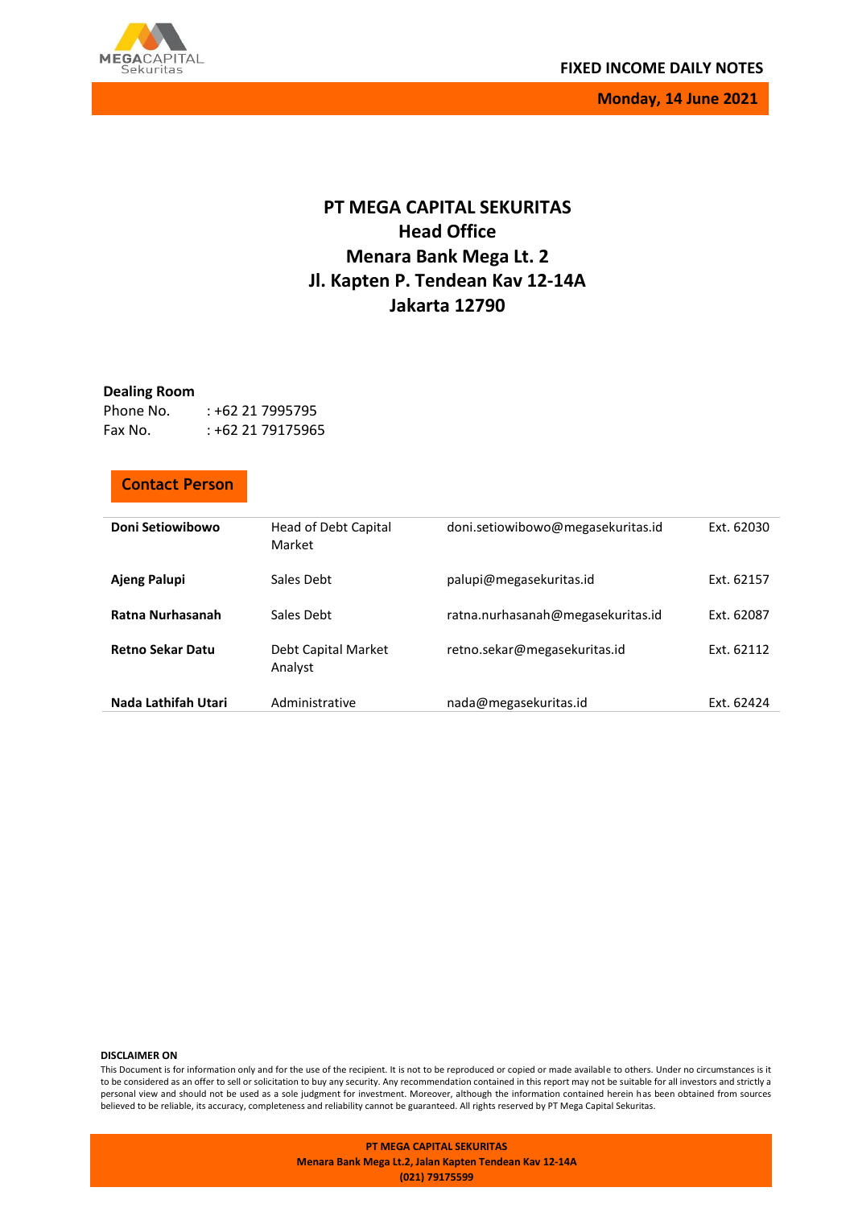# PT MEGA CAPITAL SEKURITAS
## Head Office
## Menara Bank Mega Lt. 2
## Jl. Kapten P. Tendean Kav 12-14A
## Jakarta 12790

**Dealing Room**

Phone No. : +62 21 7995795

Fax No. : +62 21 79175965

## Contact Person

| | | | |
|---|---|---|---|
| **Doni Setiowibowo** | Head of Debt Capital Market | doni.setiowibowo@megasekuritas.id | Ext. 62030 |
| **Ajeng Palupi** | Sales Debt | palupi@megasekuritas.id | Ext. 62157 |
| **Ratna Nurhasanah** | Sales Debt | ratna.nurhasanah@megasekuritas.id | Ext. 62087 |
| **Retno Sekar Datu** | Debt Capital Market Analyst | retno.sekar@megasekuritas.id | Ext. 62112 |
| **Nada Lathifah Utari** | Administrative | nada@megasekuritas.id | Ext. 62424 |

**DISCLAIMER ON**

This Document is for information only and for the use of the recipient. It is not to be reproduced or copied or made available to others. Under no circumstances is it to be considered as an offer to sell or solicitation to buy any security. Any recommendation contained in this report may not be suitable for all investors and strictly a personal view and should not be used as a sole judgment for investment. Moreover, although the information contained herein has been obtained from sources believed to be reliable, its accuracy, completeness and reliability cannot be guaranteed. All rights reserved by PT Mega Capital Sekuritas.